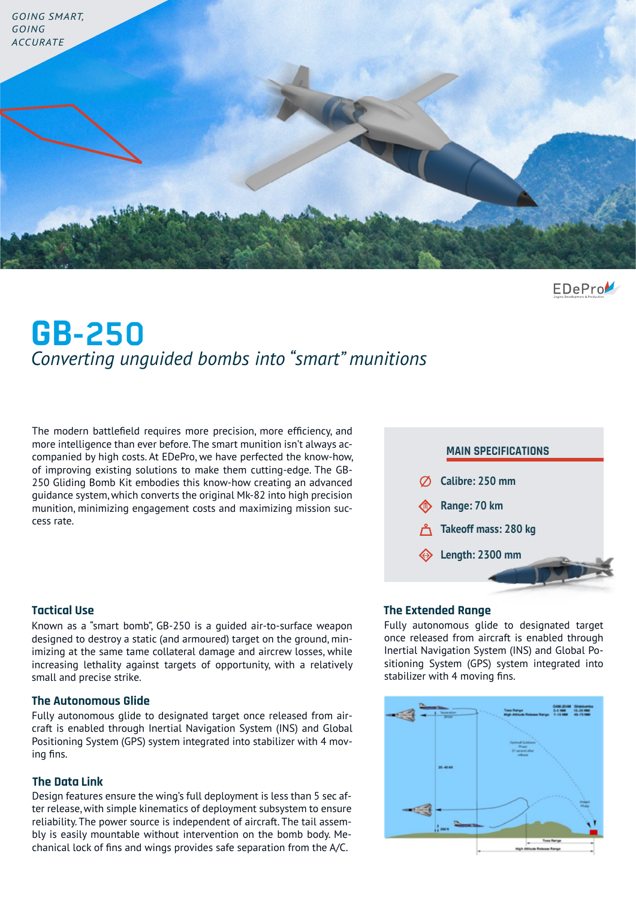GOING SMART,
GOING
ACCURATE

# GB-250

*Converting unguided bombs into “smart” munitions*

The modern battlefield requires more precision, more efficiency, and more intelligence than ever before. The smart munition isn’t always accompanied by high costs. At EDePro, we have perfected the know-how, of improving existing solutions to make them cutting-edge. The GB-250 Gliding Bomb Kit embodies this know-how creating an advanced guidance system, which converts the original Mk-82 into high precision munition, minimizing engagement costs and maximizing mission success rate.

## MAIN SPECIFICATIONS

- **Calibre: 250 mm**
- **Range: 70 km**
- **Takeoff mass: 280 kg**
- **Length: 2300 mm**

### Tactical Use

Known as a “smart bomb”, GB-250 is a guided air-to-surface weapon designed to destroy a static (and armoured) target on the ground, minimizing at the same tame collateral damage and aircrew losses, while increasing lethality against targets of opportunity, with a relatively small and precise strike.

### The Autonomous Glide

Fully autonomous glide to designated target once released from aircraft is enabled through Inertial Navigation System (INS) and Global Positioning System (GPS) system integrated into stabilizer with 4 moving fins.

### The Data Link

Design features ensure the wing’s full deployment is less than 5 sec after release, with simple kinematics of deployment subsystem to ensure reliability. The power source is independent of aircraft. The tail assembly is easily mountable without intervention on the bomb body. Mechanical lock of fins and wings provides safe separation from the A/C.

### The Extended Range

Fully autonomous glide to designated target once released from aircraft is enabled through Inertial Navigation System (INS) and Global Positioning System (GPS) system integrated into stabilizer with 4 moving fins.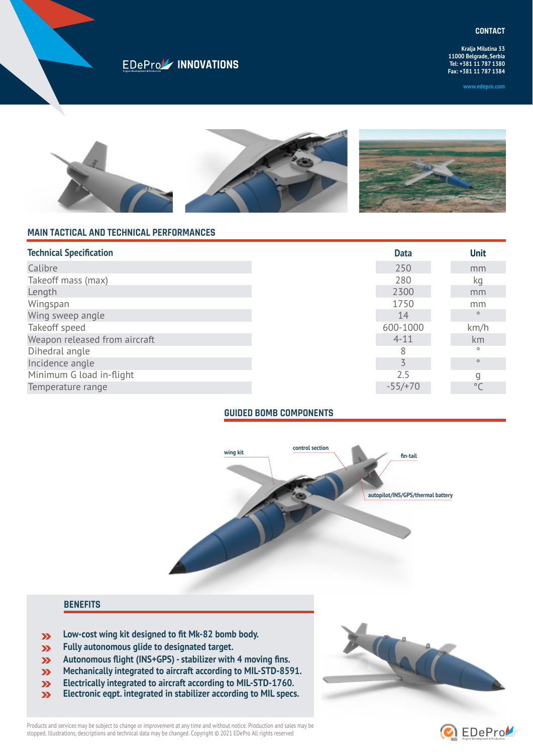EDePro INNOVATIONS

**CONTACT**

Kralja Milutina 33
11000 Belgrade, Serbia
Tel: +381 11 787 1380
Fax: +381 11 787 1384

www.edepro.com

## MAIN TACTICAL AND TECHNICAL PERFORMANCES

| Technical Specification | Data | Unit |
|---|---|---|
| Calibre | 250 | mm |
| Takeoff mass (max) | 280 | kg |
| Length | 2300 | mm |
| Wingspan | 1750 | mm |
| Wing sweep angle | 14 | ° |
| Takeoff speed | 600-1000 | km/h |
| Weapon released from aircraft | 4-11 | km |
| Dihedral angle | 8 | ° |
| Incidence angle | 3 | ° |
| Minimum G load in-flight | 2.5 | g |
| Temperature range | -55/+70 | °C |

## GUIDED BOMB COMPONENTS

wing kit

control section

fin-tail

autopilot/INS/GPS/thermal battery

## BENEFITS

- Low-cost wing kit designed to fit Mk-82 bomb body.
- Fully autonomous glide to designated target.
- Autonomous flight (INS+GPS) - stabilizer with 4 moving fins.
- Mechanically integrated to aircraft according to MIL-STD-8591.
- Electrically integrated to aircraft according to MIL-STD-1760.
- Electronic eqpt. integrated in stabilizer according to MIL specs.

Products and services may be subject to change or improvement at any time and without notice. Production and sales may be stopped. Illustrations, descriptions and technical data may be changed. Copyright © 2021 EDePro All rights reserved